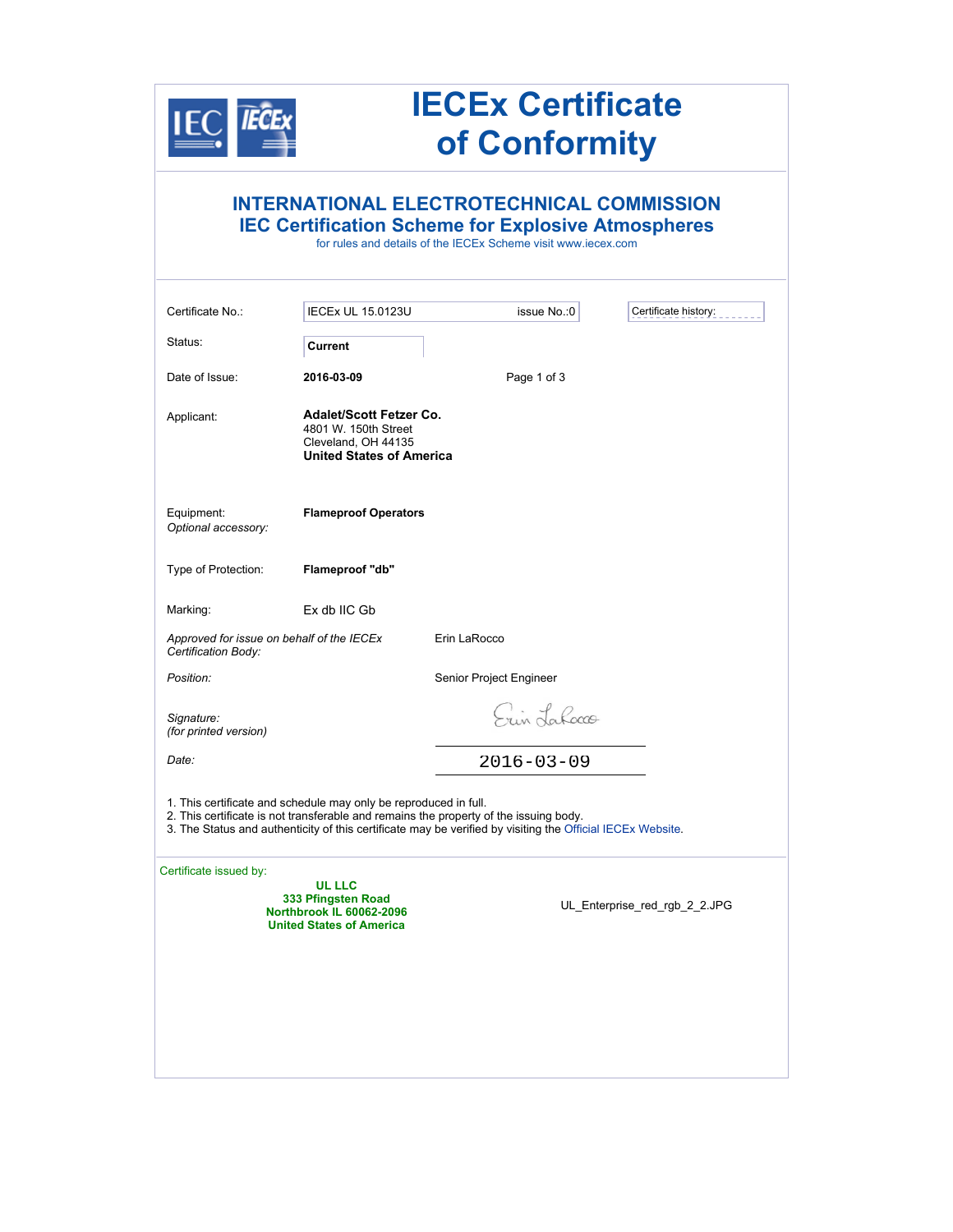# IECEx Certificate of Conformity

## INTERNATIONAL ELECTROTECHNICAL COMMISSION
## IEC Certification Scheme for Explosive Atmospheres

for rules and details of the IECEx Scheme visit www.iecex.com

| | | | |
|---|---|---|---|
| Certificate No.: | IECEx UL 15.0123U | issue No.:0 | Certificate history: |
| Status: | **Current** | | |
| Date of Issue: | **2016-03-09** | | |

Applicant: **Adalet/Scott Fetzer Co.**
4801 W. 150th Street
Cleveland, OH 44135
**United States of America**

Equipment: **Flameproof Operators**

*Optional accessory:*

Type of Protection: **Flameproof "db"**

Marking: Ex db IIC Gb

*Approved for issue on behalf of the IECEx Certification Body:* Erin LaRocco

*Position:* Senior Project Engineer

*Signature:*
*(for printed version)*

*Date:* 2016-03-09

1. This certificate and schedule may only be reproduced in full.
2. This certificate is not transferable and remains the property of the issuing body.
3. The Status and authenticity of this certificate may be verified by visiting the Official IECEx Website.

Certificate issued by:

**UL LLC**
**333 Pfingsten Road**
**Northbrook IL 60062-2096**
**United States of America**

UL_Enterprise_red_rgb_2_2.JPG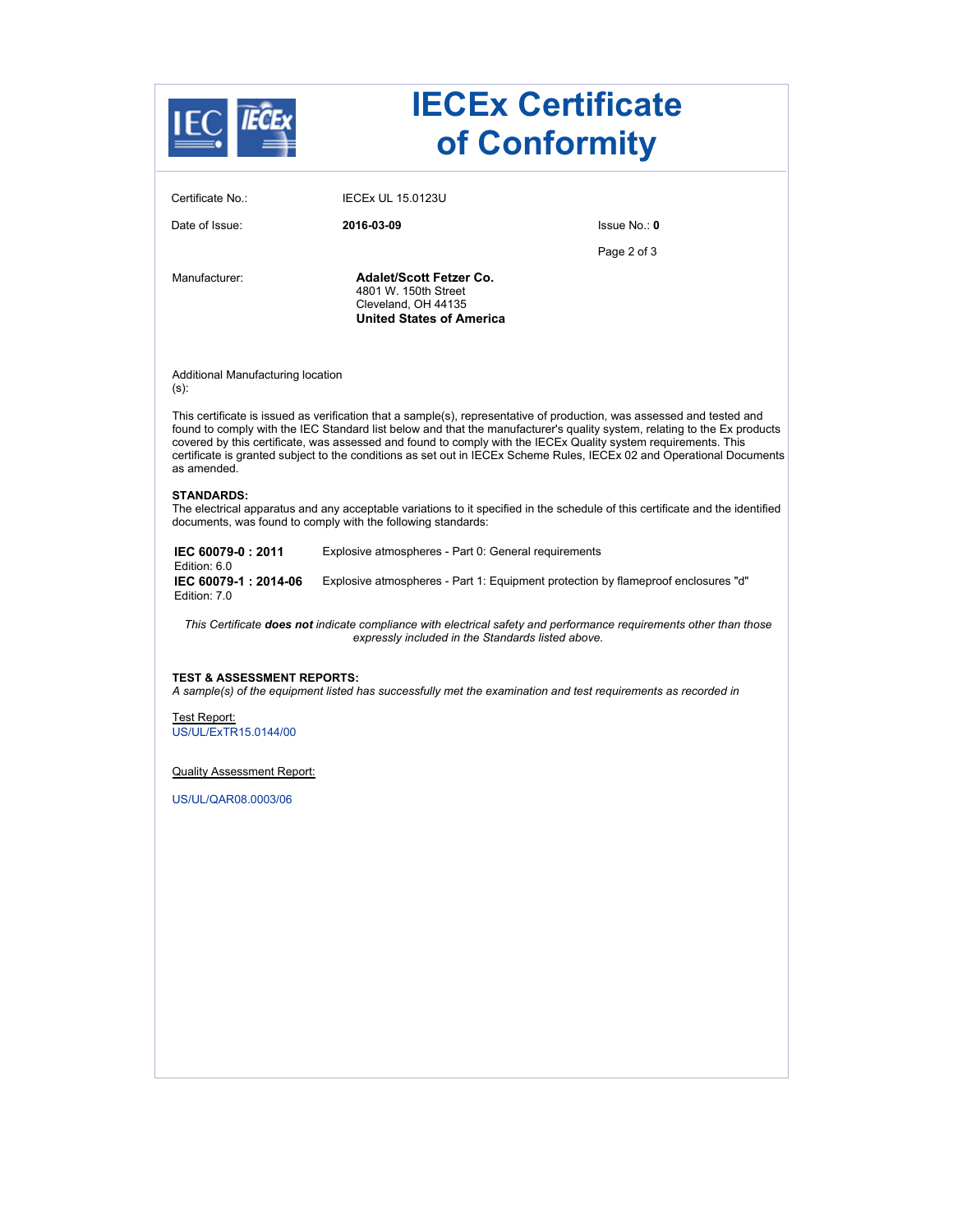# IECEx Certificate of Conformity

Certificate No.: IECEx UL 15.0123U

Date of Issue: **2016-03-09**

Issue No.: **0**

Manufacturer: **Adalet/Scott Fetzer Co.**
4801 W. 150th Street
Cleveland, OH 44135
**United States of America**

Additional Manufacturing location (s):

This certificate is issued as verification that a sample(s), representative of production, was assessed and tested and found to comply with the IEC Standard list below and that the manufacturer's quality system, relating to the Ex products covered by this certificate, was assessed and found to comply with the IECEx Quality system requirements. This certificate is granted subject to the conditions as set out in IECEx Scheme Rules, IECEx 02 and Operational Documents as amended.

**STANDARDS:**
The electrical apparatus and any acceptable variations to it specified in the schedule of this certificate and the identified documents, was found to comply with the following standards:

| | |
|---|---|
| **IEC 60079-0 : 2011** Edition: 6.0 | Explosive atmospheres - Part 0: General requirements |
| **IEC 60079-1 : 2014-06** Edition: 7.0 | Explosive atmospheres - Part 1: Equipment protection by flameproof enclosures "d" |

*This Certificate **does not** indicate compliance with electrical safety and performance requirements other than those expressly included in the Standards listed above.*

**TEST & ASSESSMENT REPORTS:**
*A sample(s) of the equipment listed has successfully met the examination and test requirements as recorded in*

Test Report:
US/UL/ExTR15.0144/00

Quality Assessment Report:

US/UL/QAR08.0003/06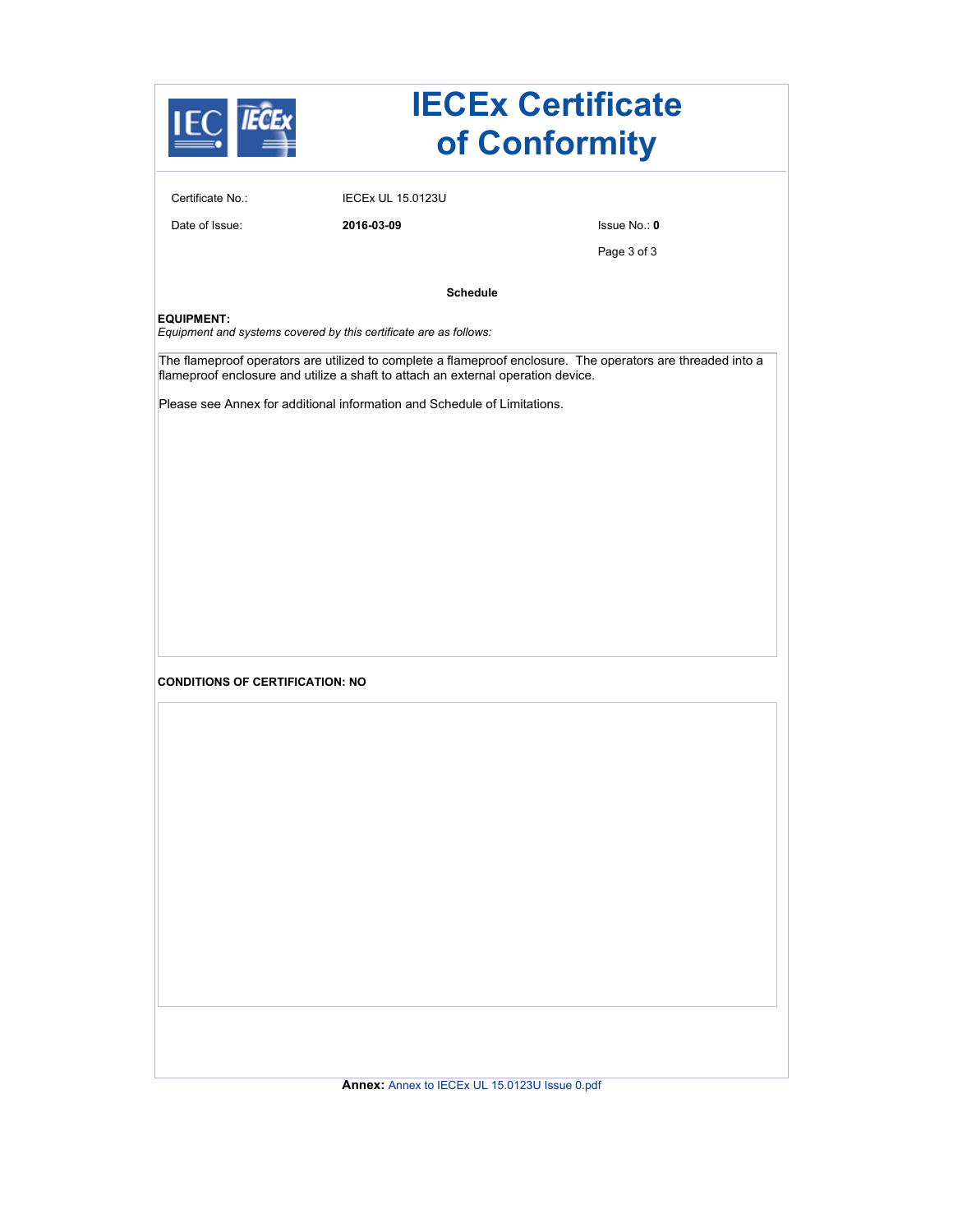# IECEx Certificate of Conformity

Certificate No.: IECEx UL 15.0123U

Date of Issue: **2016-03-09**

Issue No.: **0**

**Schedule**

**EQUIPMENT:**

*Equipment and systems covered by this certificate are as follows:*

The flameproof operators are utilized to complete a flameproof enclosure. The operators are threaded into a flameproof enclosure and utilize a shaft to attach an external operation device.

Please see Annex for additional information and Schedule of Limitations.

**CONDITIONS OF CERTIFICATION: NO**

**Annex:** Annex to IECEx UL 15.0123U Issue 0.pdf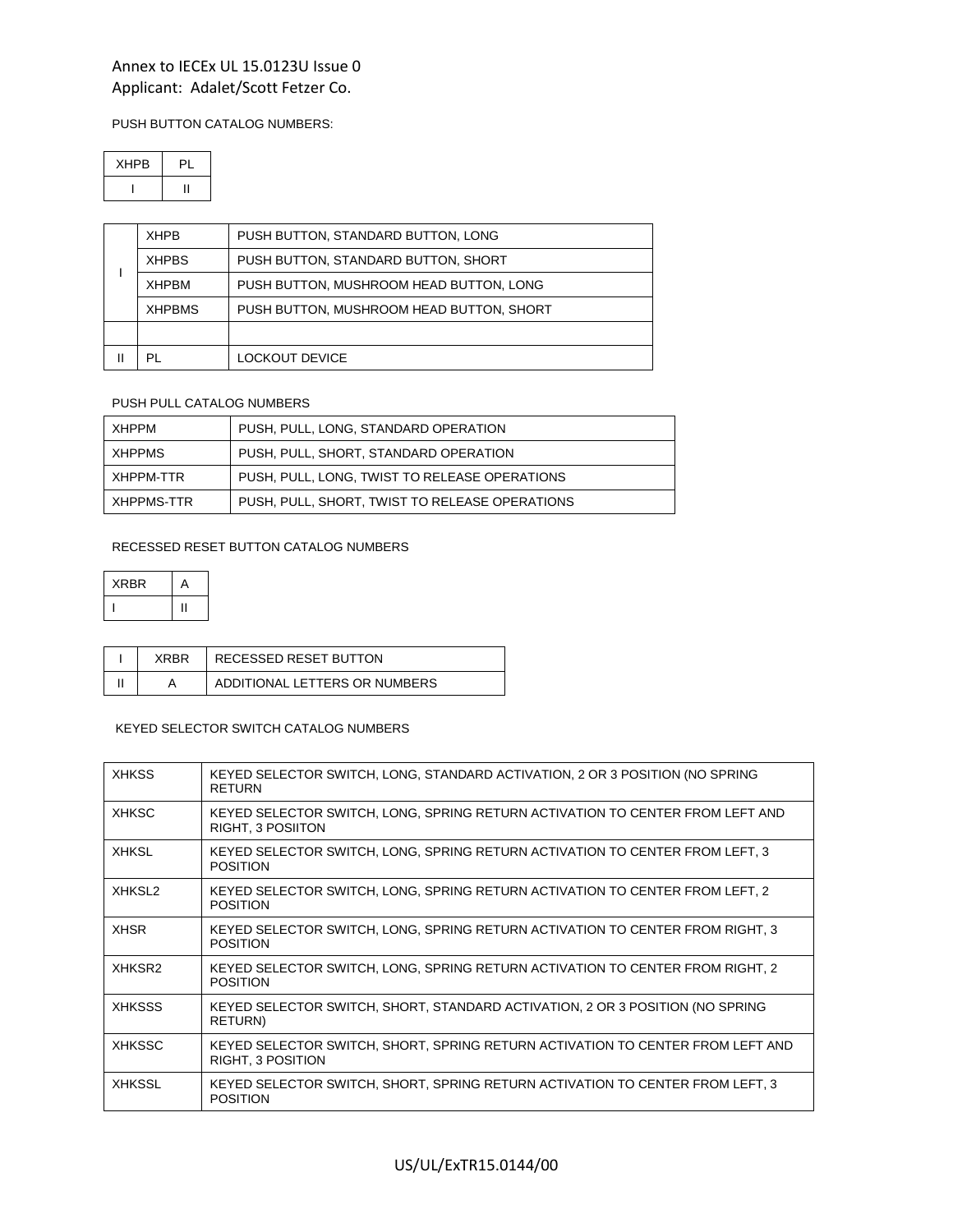Annex to IECEx UL 15.0123U Issue 0
Applicant: Adalet/Scott Fetzer Co.

PUSH BUTTON CATALOG NUMBERS:

| XHPB | PL |
|---|---|
| I | II |

| | | |
|---|---|---|
| I | XHPB | PUSH BUTTON, STANDARD BUTTON, LONG |
| | XHPBS | PUSH BUTTON, STANDARD BUTTON, SHORT |
| | XHPBM | PUSH BUTTON, MUSHROOM HEAD BUTTON, LONG |
| | XHPBMS | PUSH BUTTON, MUSHROOM HEAD BUTTON, SHORT |
| | | |
| II | PL | LOCKOUT DEVICE |

PUSH PULL CATALOG NUMBERS

| | |
|---|---|
| XHPPM | PUSH, PULL, LONG, STANDARD OPERATION |
| XHPPMS | PUSH, PULL, SHORT, STANDARD OPERATION |
| XHPPM-TTR | PUSH, PULL, LONG, TWIST TO RELEASE OPERATIONS |
| XHPPMS-TTR | PUSH, PULL, SHORT, TWIST TO RELEASE OPERATIONS |

RECESSED RESET BUTTON CATALOG NUMBERS

| XRBR | A |
|---|---|
| I | II |

| | | |
|---|---|---|
| I | XRBR | RECESSED RESET BUTTON |
| II | A | ADDITIONAL LETTERS OR NUMBERS |

KEYED SELECTOR SWITCH CATALOG NUMBERS

| | |
|---|---|
| XHKSS | KEYED SELECTOR SWITCH, LONG, STANDARD ACTIVATION, 2 OR 3 POSITION (NO SPRING RETURN |
| XHKSC | KEYED SELECTOR SWITCH, LONG, SPRING RETURN ACTIVATION TO CENTER FROM LEFT AND RIGHT, 3 POSIITON |
| XHKSL | KEYED SELECTOR SWITCH, LONG, SPRING RETURN ACTIVATION TO CENTER FROM LEFT, 3 POSITION |
| XHKSL2 | KEYED SELECTOR SWITCH, LONG, SPRING RETURN ACTIVATION TO CENTER FROM LEFT, 2 POSITION |
| XHSR | KEYED SELECTOR SWITCH, LONG, SPRING RETURN ACTIVATION TO CENTER FROM RIGHT, 3 POSITION |
| XHKSR2 | KEYED SELECTOR SWITCH, LONG, SPRING RETURN ACTIVATION TO CENTER FROM RIGHT, 2 POSITION |
| XHKSSS | KEYED SELECTOR SWITCH, SHORT, STANDARD ACTIVATION, 2 OR 3 POSITION (NO SPRING RETURN) |
| XHKSSC | KEYED SELECTOR SWITCH, SHORT, SPRING RETURN ACTIVATION TO CENTER FROM LEFT AND RIGHT, 3 POSITION |
| XHKSSL | KEYED SELECTOR SWITCH, SHORT, SPRING RETURN ACTIVATION TO CENTER FROM LEFT, 3 POSITION |

US/UL/ExTR15.0144/00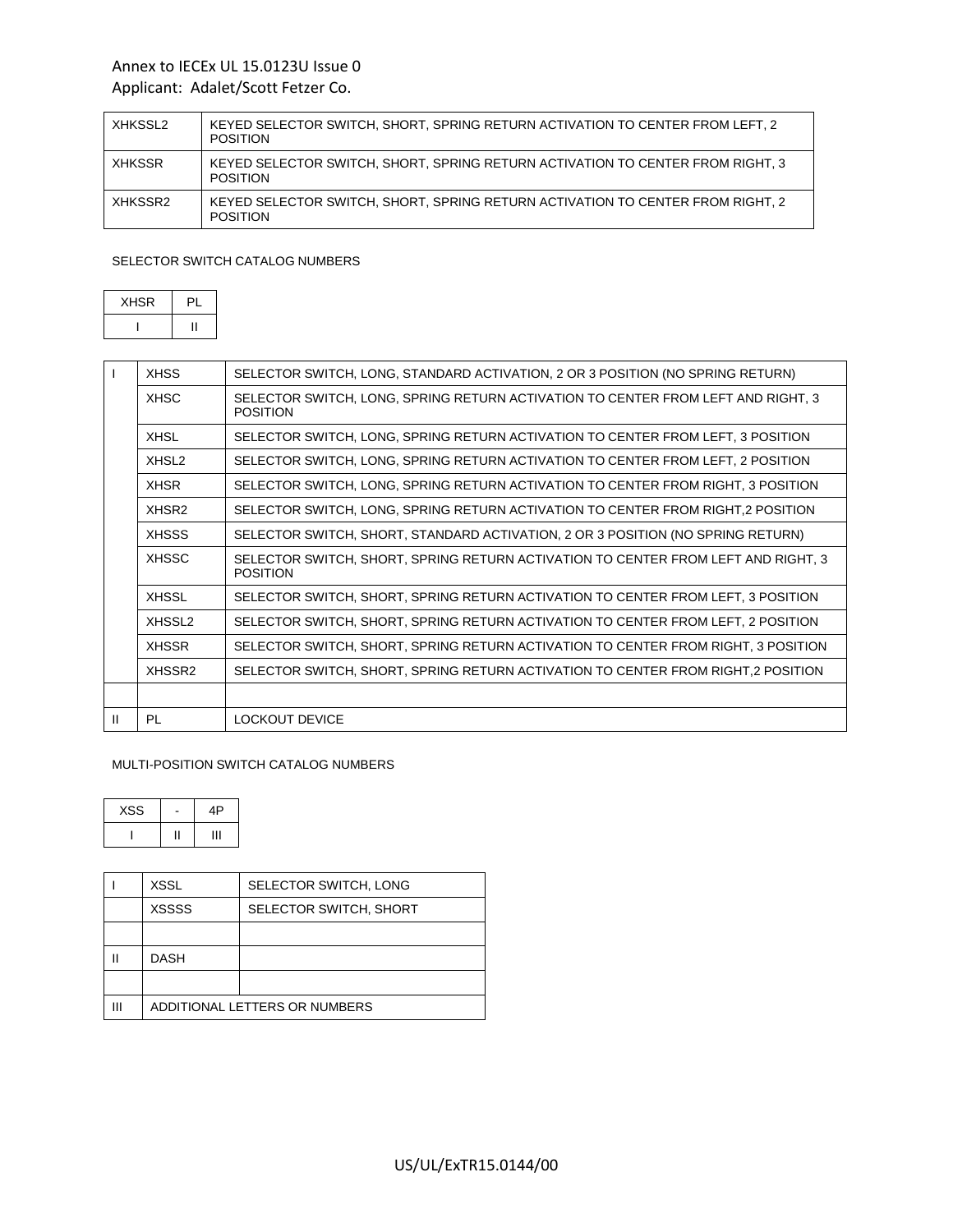| XHKSSL2 | KEYED SELECTOR SWITCH, SHORT, SPRING RETURN ACTIVATION TO CENTER FROM LEFT, 2 POSITION |
|---|---|
| XHKSSR | KEYED SELECTOR SWITCH, SHORT, SPRING RETURN ACTIVATION TO CENTER FROM RIGHT, 3 POSITION |
| XHKSSR2 | KEYED SELECTOR SWITCH, SHORT, SPRING RETURN ACTIVATION TO CENTER FROM RIGHT, 2 POSITION |

SELECTOR SWITCH CATALOG NUMBERS

| XHSR | PL |
|---|---|
| I | II |

| | | |
|---|---|---|
| I | XHSS | SELECTOR SWITCH, LONG, STANDARD ACTIVATION, 2 OR 3 POSITION (NO SPRING RETURN) |
| | XHSC | SELECTOR SWITCH, LONG, SPRING RETURN ACTIVATION TO CENTER FROM LEFT AND RIGHT, 3 POSITION |
| | XHSL | SELECTOR SWITCH, LONG, SPRING RETURN ACTIVATION TO CENTER FROM LEFT, 3 POSITION |
| | XHSL2 | SELECTOR SWITCH, LONG, SPRING RETURN ACTIVATION TO CENTER FROM LEFT, 2 POSITION |
| | XHSR | SELECTOR SWITCH, LONG, SPRING RETURN ACTIVATION TO CENTER FROM RIGHT, 3 POSITION |
| | XHSR2 | SELECTOR SWITCH, LONG, SPRING RETURN ACTIVATION TO CENTER FROM RIGHT,2 POSITION |
| | XHSSS | SELECTOR SWITCH, SHORT, STANDARD ACTIVATION, 2 OR 3 POSITION (NO SPRING RETURN) |
| | XHSSC | SELECTOR SWITCH, SHORT, SPRING RETURN ACTIVATION TO CENTER FROM LEFT AND RIGHT, 3 POSITION |
| | XHSSL | SELECTOR SWITCH, SHORT, SPRING RETURN ACTIVATION TO CENTER FROM LEFT, 3 POSITION |
| | XHSSL2 | SELECTOR SWITCH, SHORT, SPRING RETURN ACTIVATION TO CENTER FROM LEFT, 2 POSITION |
| | XHSSR | SELECTOR SWITCH, SHORT, SPRING RETURN ACTIVATION TO CENTER FROM RIGHT, 3 POSITION |
| | XHSSR2 | SELECTOR SWITCH, SHORT, SPRING RETURN ACTIVATION TO CENTER FROM RIGHT,2 POSITION |
| | | |
| II | PL | LOCKOUT DEVICE |

MULTI-POSITION SWITCH CATALOG NUMBERS

| XSS | - | 4P |
|---|---|---|
| I | II | III |

| | | |
|---|---|---|
| I | XSSL | SELECTOR SWITCH, LONG |
| | XSSSS | SELECTOR SWITCH, SHORT |
| | | |
| II | DASH | |
| | | |
| III | ADDITIONAL LETTERS OR NUMBERS | |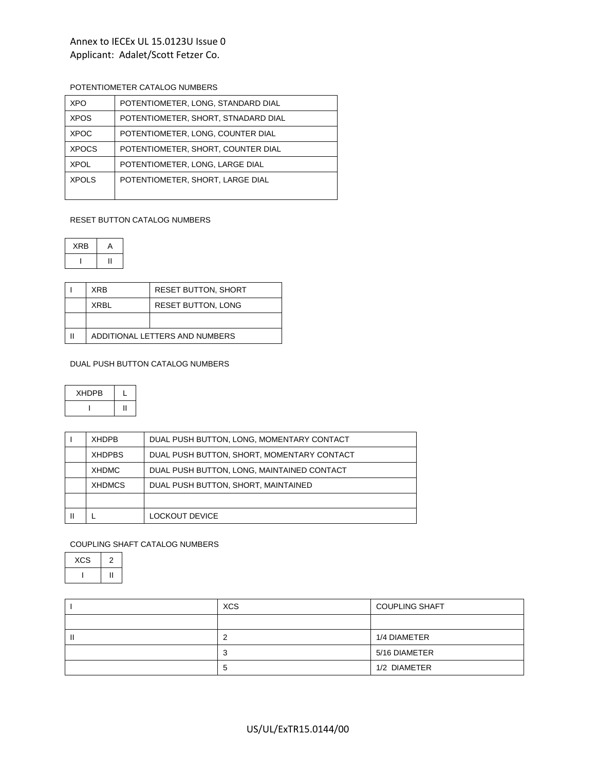Annex to IECEx UL 15.0123U Issue 0
Applicant: Adalet/Scott Fetzer Co.

POTENTIOMETER CATALOG NUMBERS

| XPO | POTENTIOMETER, LONG, STANDARD DIAL |
|---|---|
| XPOS | POTENTIOMETER, SHORT, STNADARD DIAL |
| XPOC | POTENTIOMETER, LONG, COUNTER DIAL |
| XPOCS | POTENTIOMETER, SHORT, COUNTER DIAL |
| XPOL | POTENTIOMETER, LONG, LARGE DIAL |
| XPOLS | POTENTIOMETER, SHORT, LARGE DIAL |

RESET BUTTON CATALOG NUMBERS

| XRB | A |
|---|---|
| I | II |

| I | XRB | RESET BUTTON, SHORT |
|---|---|---|
| | XRBL | RESET BUTTON, LONG |
| | | |
| II | ADDITIONAL LETTERS AND NUMBERS | |

DUAL PUSH BUTTON CATALOG NUMBERS

| XHDPB | L |
|---|---|
| I | II |

| I | XHDPB | DUAL PUSH BUTTON, LONG, MOMENTARY CONTACT |
|---|---|---|
| | XHDPBS | DUAL PUSH BUTTON, SHORT, MOMENTARY CONTACT |
| | XHDMC | DUAL PUSH BUTTON, LONG, MAINTAINED CONTACT |
| | XHDMCS | DUAL PUSH BUTTON, SHORT, MAINTAINED |
| | | |
| II | L | LOCKOUT DEVICE |

COUPLING SHAFT CATALOG NUMBERS

| XCS | 2 |
|---|---|
| I | II |

| I | XCS | COUPLING SHAFT |
|---|---|---|
| | | |
| II | 2 | 1/4 DIAMETER |
| | 3 | 5/16 DIAMETER |
| | 5 | 1/2 DIAMETER |

US/UL/ExTR15.0144/00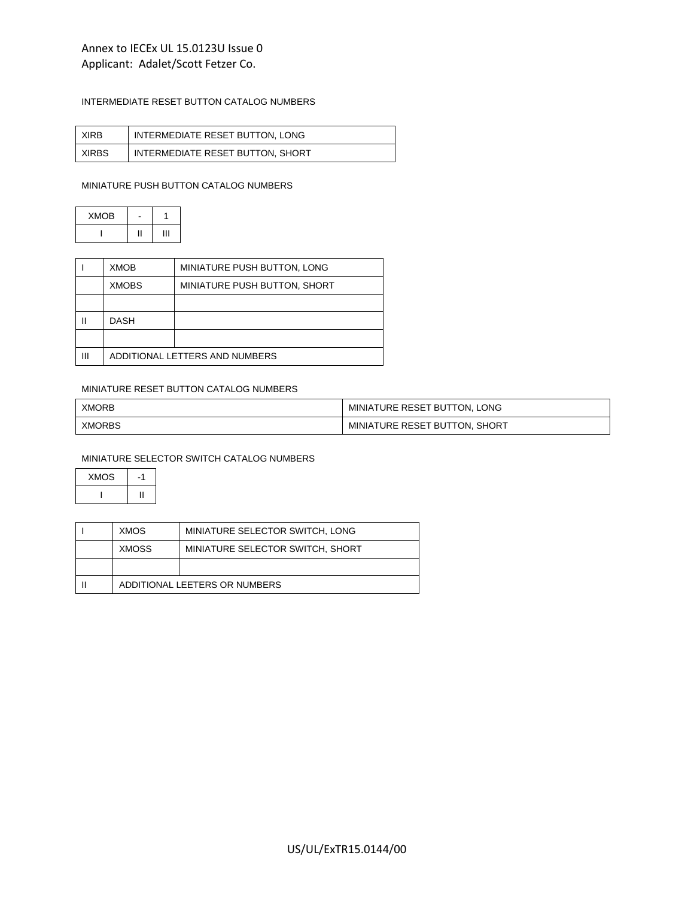Annex to IECEx UL 15.0123U Issue 0
Applicant: Adalet/Scott Fetzer Co.

INTERMEDIATE RESET BUTTON CATALOG NUMBERS

| XIRB | INTERMEDIATE RESET BUTTON, LONG |
|---|---|
| XIRBS | INTERMEDIATE RESET BUTTON, SHORT |

MINIATURE PUSH BUTTON CATALOG NUMBERS

| XMOB | - | 1 |
|---|---|---|
| I | II | III |

| I | XMOB | MINIATURE PUSH BUTTON, LONG |
|---|---|---|
| | XMOBS | MINIATURE PUSH BUTTON, SHORT |
| | | |
| II | DASH | |
| | | |
| III | ADDITIONAL LETTERS AND NUMBERS | |

MINIATURE RESET BUTTON CATALOG NUMBERS

| XMORB | MINIATURE RESET BUTTON, LONG |
|---|---|
| XMORBS | MINIATURE RESET BUTTON, SHORT |

MINIATURE SELECTOR SWITCH CATALOG NUMBERS

| XMOS | -1 |
|---|---|
| I | II |

| I | XMOS | MINIATURE SELECTOR SWITCH, LONG |
|---|---|---|
| | XMOSS | MINIATURE SELECTOR SWITCH, SHORT |
| | | |
| II | ADDITIONAL LEETERS OR NUMBERS | |

US/UL/ExTR15.0144/00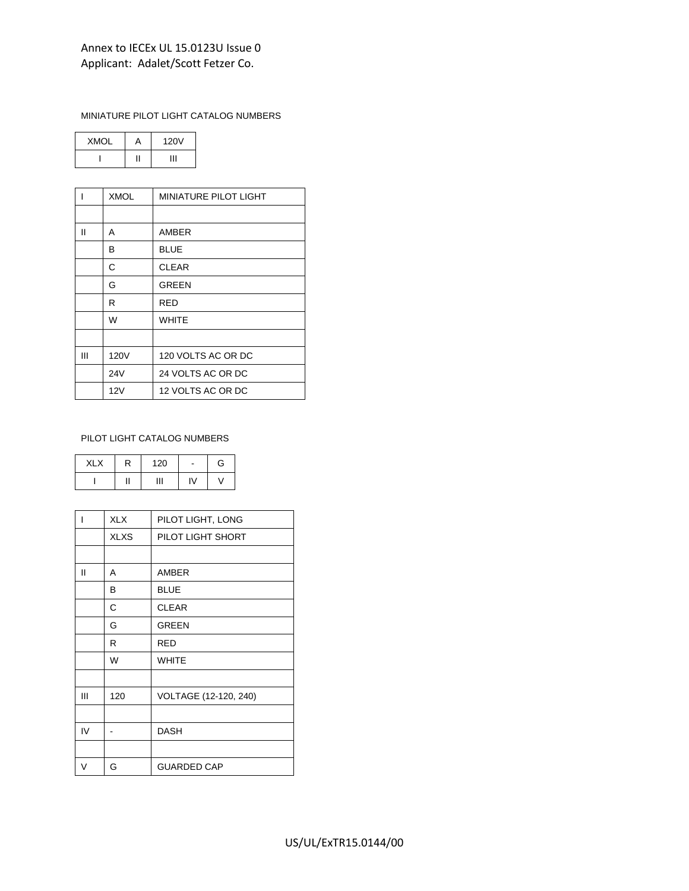Annex to IECEx UL 15.0123U Issue 0
Applicant: Adalet/Scott Fetzer Co.

MINIATURE PILOT LIGHT CATALOG NUMBERS

| XMOL | A | 120V |
|---|---|---|
| I | II | III |

| | | |
|---|---|---|
| I | XMOL | MINIATURE PILOT LIGHT |
| | | |
| II | A | AMBER |
| | B | BLUE |
| | C | CLEAR |
| | G | GREEN |
| | R | RED |
| | W | WHITE |
| | | |
| III | 120V | 120 VOLTS AC OR DC |
| | 24V | 24 VOLTS AC OR DC |
| | 12V | 12 VOLTS AC OR DC |

PILOT LIGHT CATALOG NUMBERS

| XLX | R | 120 | - | G |
|---|---|---|---|---|
| I | II | III | IV | V |

| | | |
|---|---|---|
| I | XLX | PILOT LIGHT, LONG |
| | XLXS | PILOT LIGHT SHORT |
| | | |
| II | A | AMBER |
| | B | BLUE |
| | C | CLEAR |
| | G | GREEN |
| | R | RED |
| | W | WHITE |
| | | |
| III | 120 | VOLTAGE (12-120, 240) |
| | | |
| IV | - | DASH |
| | | |
| V | G | GUARDED CAP |

US/UL/ExTR15.0144/00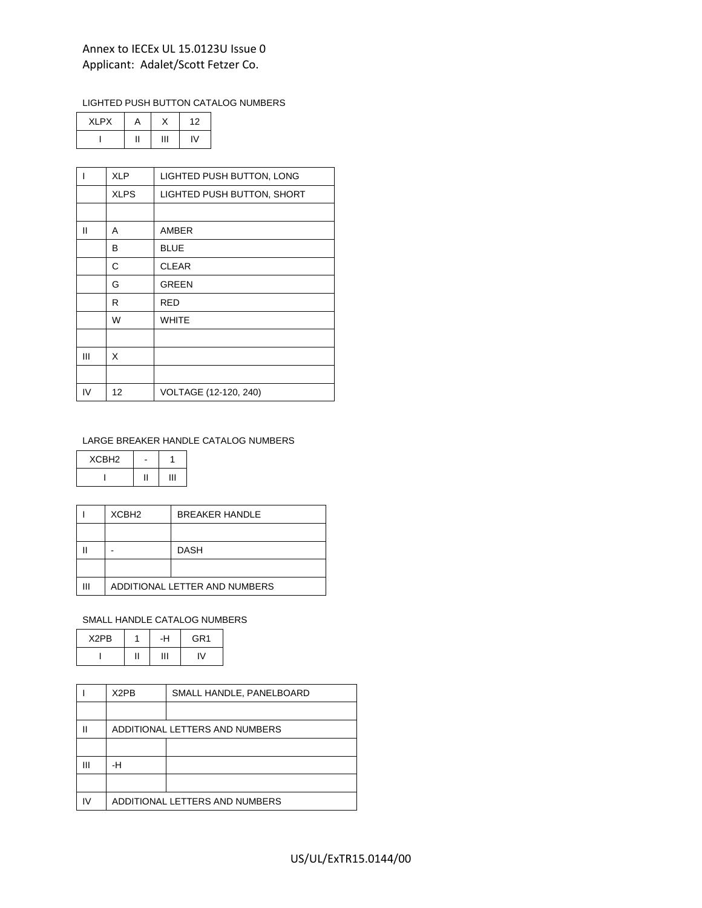Annex to IECEx UL 15.0123U Issue 0
Applicant: Adalet/Scott Fetzer Co.

LIGHTED PUSH BUTTON CATALOG NUMBERS

| XLPX | A | X | 12 |
|---|---|---|---|
| I | II | III | IV |

| | | |
|---|---|---|
| I | XLP | LIGHTED PUSH BUTTON, LONG |
| | XLPS | LIGHTED PUSH BUTTON, SHORT |
| | | |
| II | A | AMBER |
| | B | BLUE |
| | C | CLEAR |
| | G | GREEN |
| | R | RED |
| | W | WHITE |
| | | |
| III | X | |
| | | |
| IV | 12 | VOLTAGE (12-120, 240) |

LARGE BREAKER HANDLE CATALOG NUMBERS

| XCBH2 | - | 1 |
|---|---|---|
| I | II | III |

| | | |
|---|---|---|
| I | XCBH2 | BREAKER HANDLE |
| | | |
| II | - | DASH |
| | | |
| III | ADDITIONAL LETTER AND NUMBERS | |

SMALL HANDLE CATALOG NUMBERS

| X2PB | 1 | -H | GR1 |
|---|---|---|---|
| I | II | III | IV |

| | | |
|---|---|---|
| I | X2PB | SMALL HANDLE, PANELBOARD |
| | | |
| II | ADDITIONAL LETTERS AND NUMBERS | |
| | | |
| III | -H | |
| | | |
| IV | ADDITIONAL LETTERS AND NUMBERS | |

US/UL/ExTR15.0144/00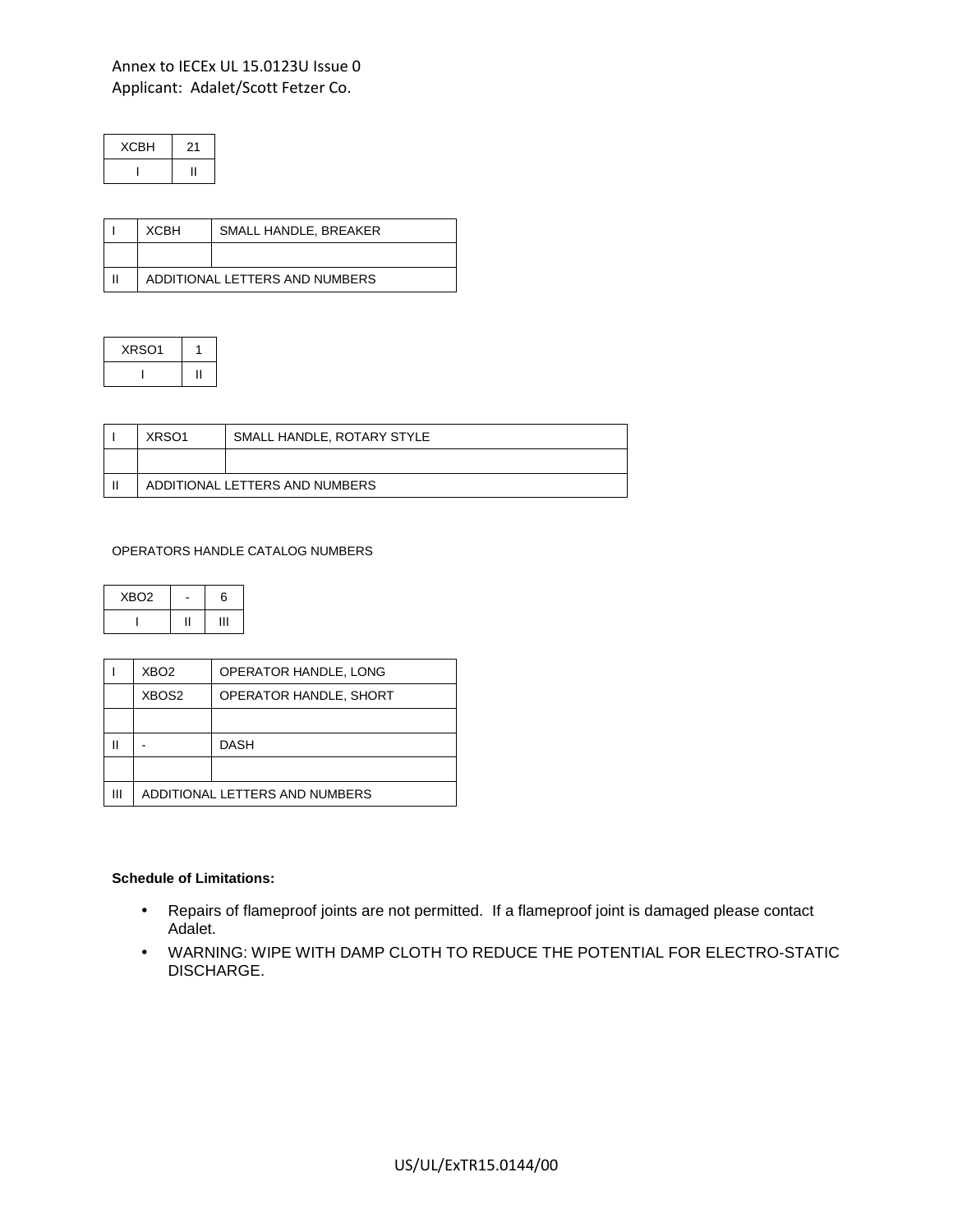Annex to IECEx UL 15.0123U Issue 0
Applicant: Adalet/Scott Fetzer Co.

| | |
|---|---|
| XCBH | 21 |
| I | II |

| | | |
|---|---|---|
| I | XCBH | SMALL HANDLE, BREAKER |
| | | |
| II | ADDITIONAL LETTERS AND NUMBERS | |

| | |
|---|---|
| XRSO1 | 1 |
| I | II |

| | | |
|---|---|---|
| I | XRSO1 | SMALL HANDLE, ROTARY STYLE |
| | | |
| II | ADDITIONAL LETTERS AND NUMBERS | |

OPERATORS HANDLE CATALOG NUMBERS

| | | |
|---|---|---|
| XBO2 | - | 6 |
| I | II | III |

| | | |
|---|---|---|
| I | XBO2 | OPERATOR HANDLE, LONG |
| | XBOS2 | OPERATOR HANDLE, SHORT |
| | | |
| II | - | DASH |
| | | |
| III | ADDITIONAL LETTERS AND NUMBERS | |

**Schedule of Limitations:**

- Repairs of flameproof joints are not permitted. If a flameproof joint is damaged please contact Adalet.
- WARNING: WIPE WITH DAMP CLOTH TO REDUCE THE POTENTIAL FOR ELECTRO-STATIC DISCHARGE.

US/UL/ExTR15.0144/00